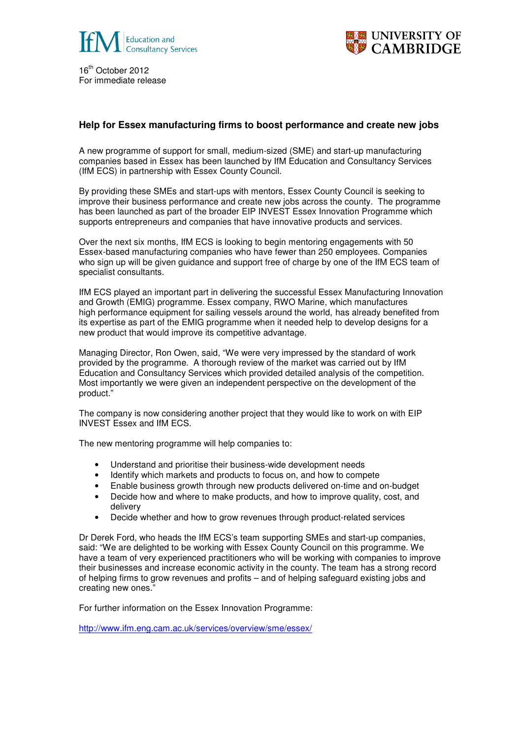16th October 2012
For immediate release

## Help for Essex manufacturing firms to boost performance and create new jobs

A new programme of support for small, medium-sized (SME) and start-up manufacturing companies based in Essex has been launched by IfM Education and Consultancy Services (IfM ECS) in partnership with Essex County Council.

By providing these SMEs and start-ups with mentors, Essex County Council is seeking to improve their business performance and create new jobs across the county. The programme has been launched as part of the broader EIP INVEST Essex Innovation Programme which supports entrepreneurs and companies that have innovative products and services.

Over the next six months, IfM ECS is looking to begin mentoring engagements with 50 Essex-based manufacturing companies who have fewer than 250 employees. Companies who sign up will be given guidance and support free of charge by one of the IfM ECS team of specialist consultants.

IfM ECS played an important part in delivering the successful Essex Manufacturing Innovation and Growth (EMIG) programme. Essex company, RWO Marine, which manufactures high performance equipment for sailing vessels around the world, has already benefited from its expertise as part of the EMIG programme when it needed help to develop designs for a new product that would improve its competitive advantage.

Managing Director, Ron Owen, said, "We were very impressed by the standard of work provided by the programme. A thorough review of the market was carried out by IfM Education and Consultancy Services which provided detailed analysis of the competition. Most importantly we were given an independent perspective on the development of the product."

The company is now considering another project that they would like to work on with EIP INVEST Essex and IfM ECS.

The new mentoring programme will help companies to:

- Understand and prioritise their business-wide development needs
- Identify which markets and products to focus on, and how to compete
- Enable business growth through new products delivered on-time and on-budget
- Decide how and where to make products, and how to improve quality, cost, and delivery
- Decide whether and how to grow revenues through product-related services

Dr Derek Ford, who heads the IfM ECS's team supporting SMEs and start-up companies, said: "We are delighted to be working with Essex County Council on this programme. We have a team of very experienced practitioners who will be working with companies to improve their businesses and increase economic activity in the county. The team has a strong record of helping firms to grow revenues and profits – and of helping safeguard existing jobs and creating new ones."

For further information on the Essex Innovation Programme:

http://www.ifm.eng.cam.ac.uk/services/overview/sme/essex/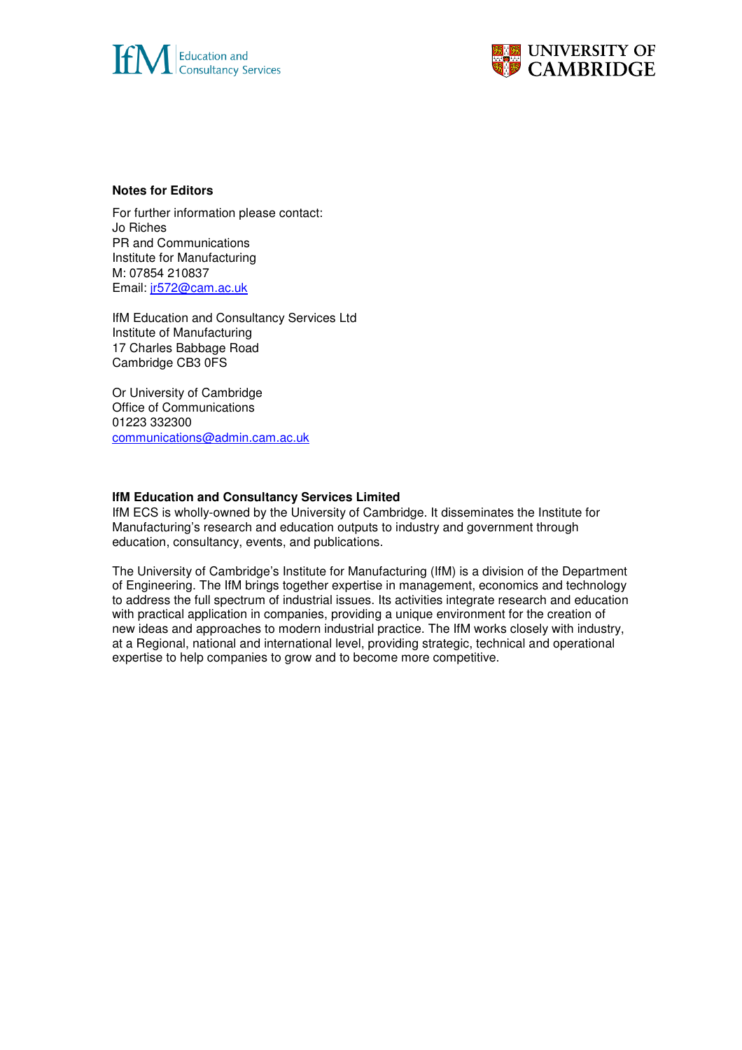**Notes for Editors**

For further information please contact:
Jo Riches
PR and Communications
Institute for Manufacturing
M: 07854 210837
Email: jr572@cam.ac.uk

IfM Education and Consultancy Services Ltd
Institute of Manufacturing
17 Charles Babbage Road
Cambridge CB3 0FS

Or University of Cambridge
Office of Communications
01223 332300
communications@admin.cam.ac.uk

**IfM Education and Consultancy Services Limited**
IfM ECS is wholly-owned by the University of Cambridge. It disseminates the Institute for Manufacturing's research and education outputs to industry and government through education, consultancy, events, and publications.

The University of Cambridge's Institute for Manufacturing (IfM) is a division of the Department of Engineering. The IfM brings together expertise in management, economics and technology to address the full spectrum of industrial issues. Its activities integrate research and education with practical application in companies, providing a unique environment for the creation of new ideas and approaches to modern industrial practice. The IfM works closely with industry, at a Regional, national and international level, providing strategic, technical and operational expertise to help companies to grow and to become more competitive.